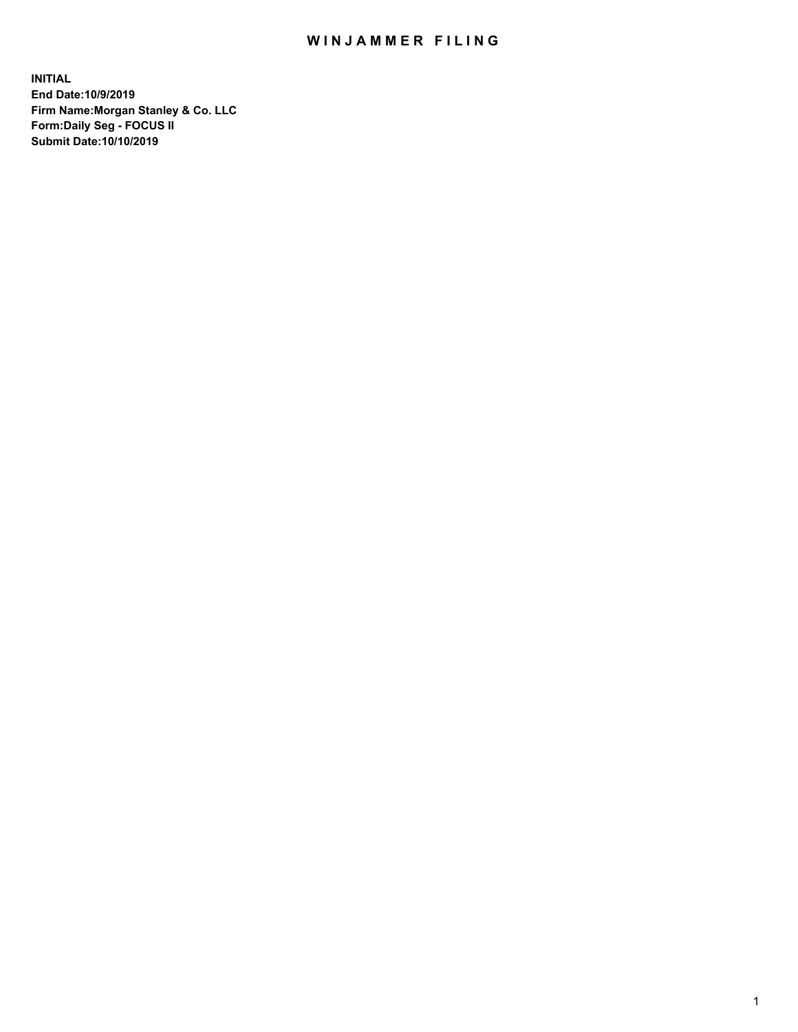# WINJAMMER FILING

**INITIAL**
**End Date:10/9/2019**
**Firm Name:Morgan Stanley & Co. LLC**
**Form:Daily Seg - FOCUS II**
**Submit Date:10/10/2019**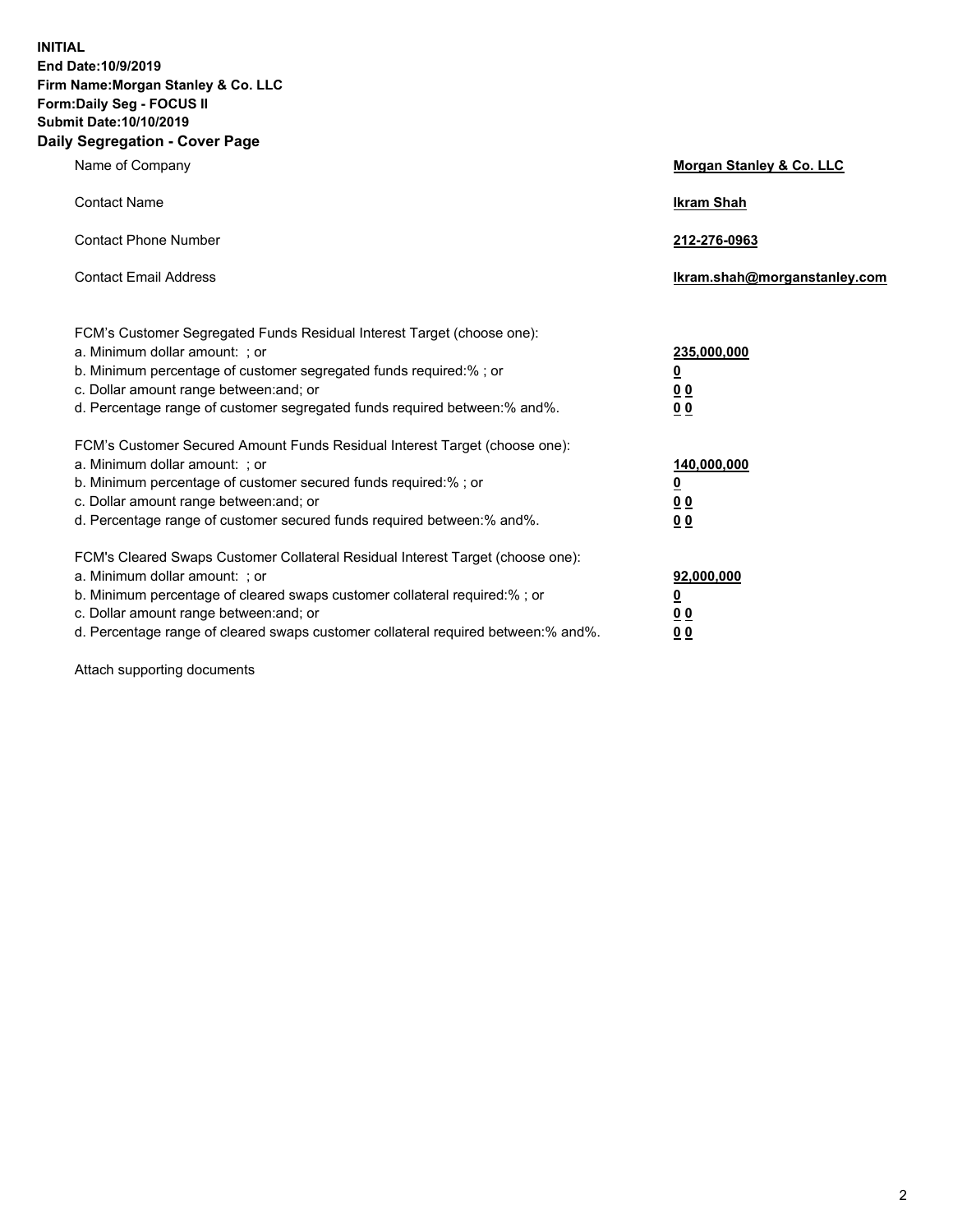**INITIAL**
**End Date:10/9/2019**
**Firm Name:Morgan Stanley & Co. LLC**
**Form:Daily Seg - FOCUS II**
**Submit Date:10/10/2019**
**Daily Segregation - Cover Page**

| | |
|---|---|
| Name of Company | **Morgan Stanley & Co. LLC** |
| Contact Name | **Ikram Shah** |
| Contact Phone Number | **212-276-0963** |
| Contact Email Address | **Ikram.shah@morganstanley.com** |

| | |
|---|---|
| FCM's Customer Segregated Funds Residual Interest Target (choose one): | |
| a. Minimum dollar amount: ; or | **235,000,000** |
| b. Minimum percentage of customer segregated funds required:% ; or | **0** |
| c. Dollar amount range between:and; or | **0 0** |
| d. Percentage range of customer segregated funds required between:% and%. | **0 0** |
| FCM's Customer Secured Amount Funds Residual Interest Target (choose one): | |
| a. Minimum dollar amount: ; or | **140,000,000** |
| b. Minimum percentage of customer secured funds required:% ; or | **0** |
| c. Dollar amount range between:and; or | **0 0** |
| d. Percentage range of customer secured funds required between:% and%. | **0 0** |
| FCM's Cleared Swaps Customer Collateral Residual Interest Target (choose one): | |
| a. Minimum dollar amount: ; or | **92,000,000** |
| b. Minimum percentage of cleared swaps customer collateral required:% ; or | **0** |
| c. Dollar amount range between:and; or | **0 0** |
| d. Percentage range of cleared swaps customer collateral required between:% and%. | **0 0** |

Attach supporting documents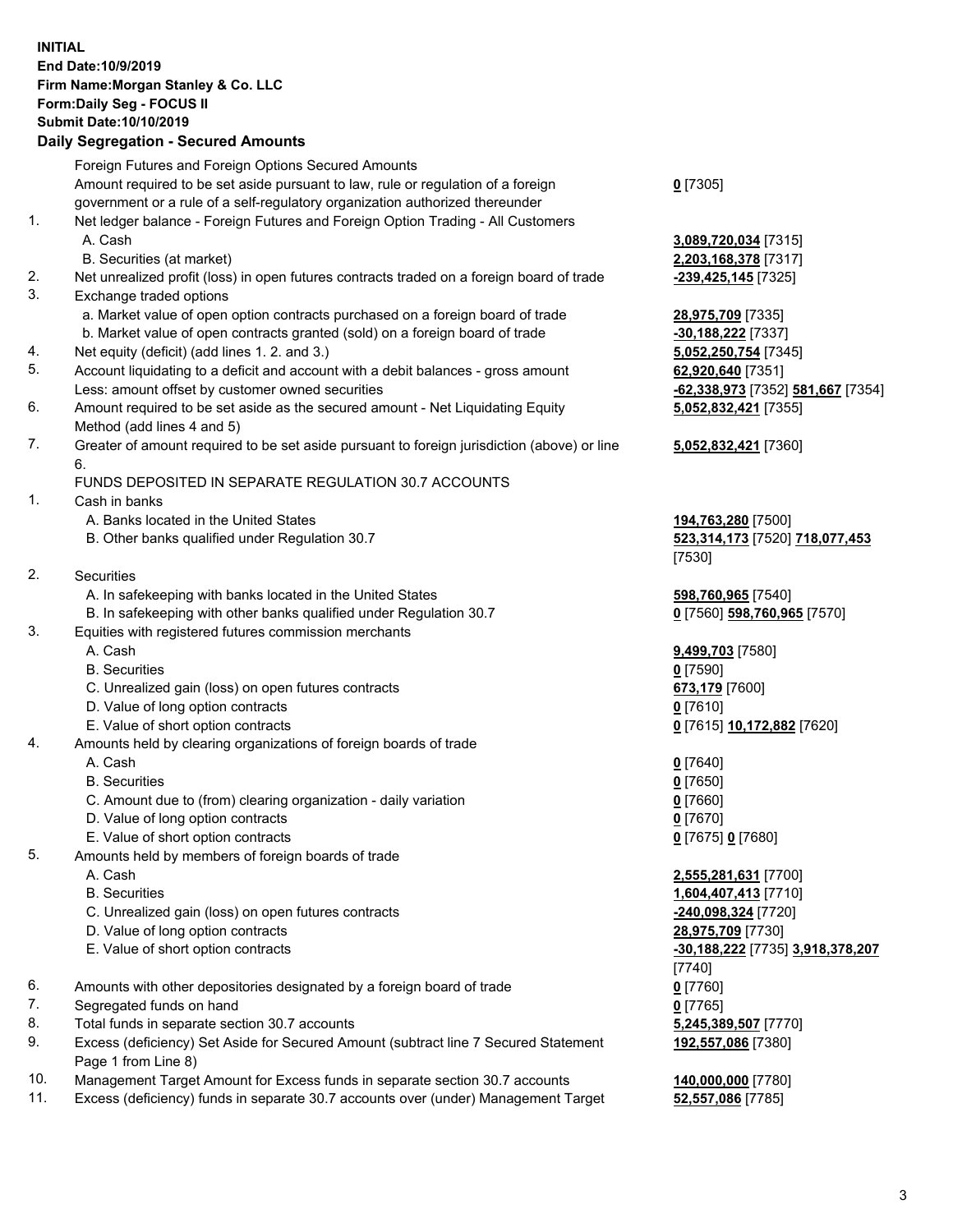**INITIAL**
**End Date:10/9/2019**
**Firm Name:Morgan Stanley & Co. LLC**
**Form:Daily Seg - FOCUS II**
**Submit Date:10/10/2019**

## Daily Segregation - Secured Amounts

| | | |
|---|---|---|
| | Foreign Futures and Foreign Options Secured Amounts | |
| | Amount required to be set aside pursuant to law, rule or regulation of a foreign government or a rule of a self-regulatory organization authorized thereunder | **0** [7305] |
| 1. | Net ledger balance - Foreign Futures and Foreign Option Trading - All Customers | |
| | A. Cash | **3,089,720,034** [7315] |
| | B. Securities (at market) | **2,203,168,378** [7317] |
| 2. | Net unrealized profit (loss) in open futures contracts traded on a foreign board of trade | **-239,425,145** [7325] |
| 3. | Exchange traded options | |
| | a. Market value of open option contracts purchased on a foreign board of trade | **28,975,709** [7335] |
| | b. Market value of open contracts granted (sold) on a foreign board of trade | **-30,188,222** [7337] |
| 4. | Net equity (deficit) (add lines 1. 2. and 3.) | **5,052,250,754** [7345] |
| 5. | Account liquidating to a deficit and account with a debit balances - gross amount | **62,920,640** [7351] |
| | Less: amount offset by customer owned securities | **-62,338,973** [7352] **581,667** [7354] |
| 6. | Amount required to be set aside as the secured amount - Net Liquidating Equity Method (add lines 4 and 5) | **5,052,832,421** [7355] |
| 7. | Greater of amount required to be set aside pursuant to foreign jurisdiction (above) or line 6. | **5,052,832,421** [7360] |
| | FUNDS DEPOSITED IN SEPARATE REGULATION 30.7 ACCOUNTS | |
| 1. | Cash in banks | |
| | A. Banks located in the United States | **194,763,280** [7500] |
| | B. Other banks qualified under Regulation 30.7 | **523,314,173** [7520] **718,077,453** [7530] |
| 2. | Securities | |
| | A. In safekeeping with banks located in the United States | **598,760,965** [7540] |
| | B. In safekeeping with other banks qualified under Regulation 30.7 | **0** [7560] **598,760,965** [7570] |
| 3. | Equities with registered futures commission merchants | |
| | A. Cash | **9,499,703** [7580] |
| | B. Securities | **0** [7590] |
| | C. Unrealized gain (loss) on open futures contracts | **673,179** [7600] |
| | D. Value of long option contracts | **0** [7610] |
| | E. Value of short option contracts | **0** [7615] **10,172,882** [7620] |
| 4. | Amounts held by clearing organizations of foreign boards of trade | |
| | A. Cash | **0** [7640] |
| | B. Securities | **0** [7650] |
| | C. Amount due to (from) clearing organization - daily variation | **0** [7660] |
| | D. Value of long option contracts | **0** [7670] |
| | E. Value of short option contracts | **0** [7675] **0** [7680] |
| 5. | Amounts held by members of foreign boards of trade | |
| | A. Cash | **2,555,281,631** [7700] |
| | B. Securities | **1,604,407,413** [7710] |
| | C. Unrealized gain (loss) on open futures contracts | **-240,098,324** [7720] |
| | D. Value of long option contracts | **28,975,709** [7730] |
| | E. Value of short option contracts | **-30,188,222** [7735] **3,918,378,207** [7740] |
| 6. | Amounts with other depositories designated by a foreign board of trade | **0** [7760] |
| 7. | Segregated funds on hand | **0** [7765] |
| 8. | Total funds in separate section 30.7 accounts | **5,245,389,507** [7770] |
| 9. | Excess (deficiency) Set Aside for Secured Amount (subtract line 7 Secured Statement Page 1 from Line 8) | **192,557,086** [7380] |
| 10. | Management Target Amount for Excess funds in separate section 30.7 accounts | **140,000,000** [7780] |
| 11. | Excess (deficiency) funds in separate 30.7 accounts over (under) Management Target | **52,557,086** [7785] |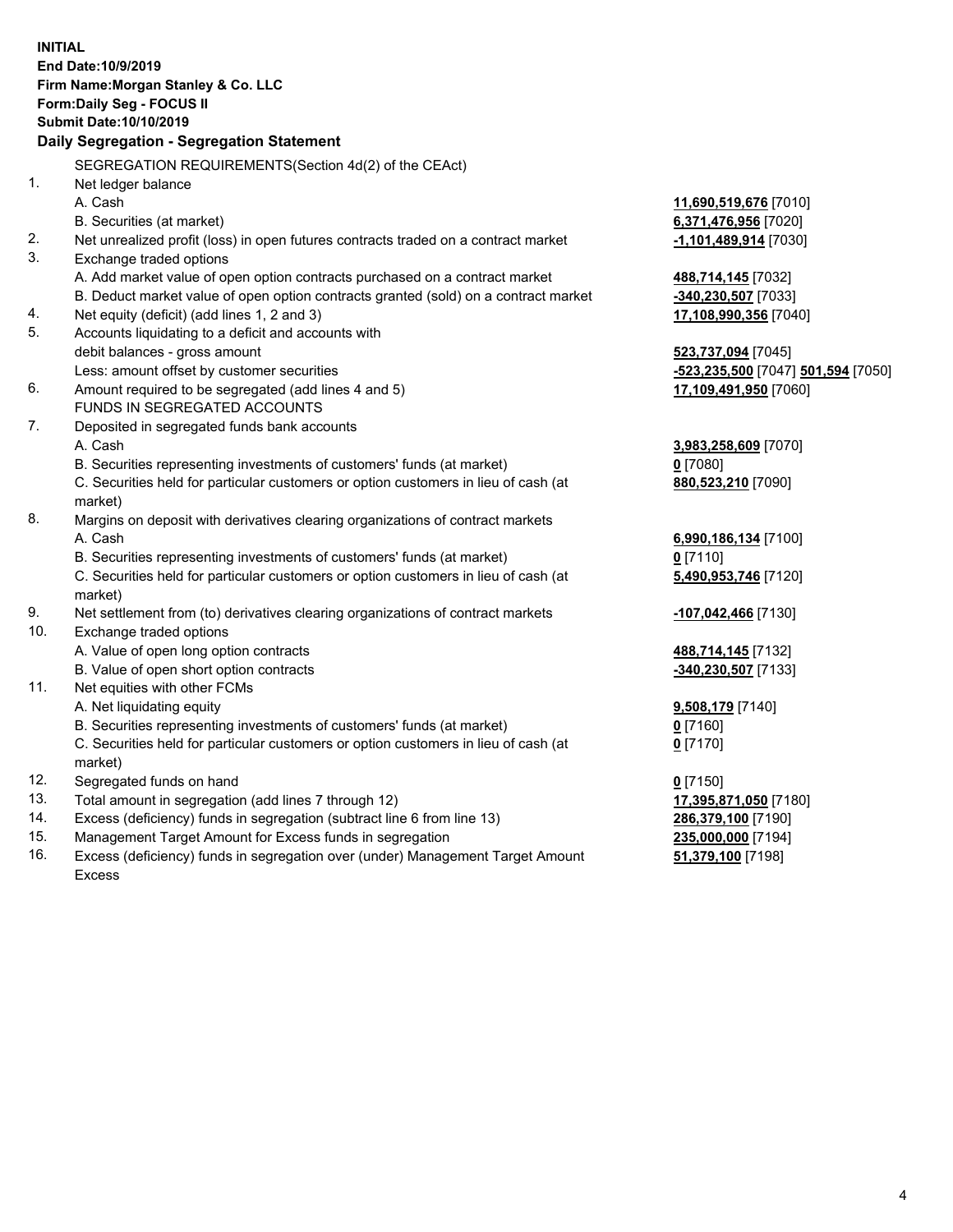**INITIAL**
**End Date:10/9/2019**
**Firm Name:Morgan Stanley & Co. LLC**
**Form:Daily Seg - FOCUS II**
**Submit Date:10/10/2019**

## Daily Segregation - Segregation Statement

SEGREGATION REQUIREMENTS(Section 4d(2) of the CEAct)

| | | |
|---|---|---|
| 1. | Net ledger balance | |
| | A. Cash | **11,690,519,676** [7010] |
| | B. Securities (at market) | **6,371,476,956** [7020] |
| 2. | Net unrealized profit (loss) in open futures contracts traded on a contract market | **-1,101,489,914** [7030] |
| 3. | Exchange traded options | |
| | A. Add market value of open option contracts purchased on a contract market | **488,714,145** [7032] |
| | B. Deduct market value of open option contracts granted (sold) on a contract market | **-340,230,507** [7033] |
| 4. | Net equity (deficit) (add lines 1, 2 and 3) | **17,108,990,356** [7040] |
| 5. | Accounts liquidating to a deficit and accounts with debit balances - gross amount | **523,737,094** [7045] |
| | Less: amount offset by customer securities | **-523,235,500** [7047] **501,594** [7050] |
| 6. | Amount required to be segregated (add lines 4 and 5) | **17,109,491,950** [7060] |
| | FUNDS IN SEGREGATED ACCOUNTS | |
| 7. | Deposited in segregated funds bank accounts | |
| | A. Cash | **3,983,258,609** [7070] |
| | B. Securities representing investments of customers' funds (at market) | **0** [7080] |
| | C. Securities held for particular customers or option customers in lieu of cash (at market) | **880,523,210** [7090] |
| 8. | Margins on deposit with derivatives clearing organizations of contract markets | |
| | A. Cash | **6,990,186,134** [7100] |
| | B. Securities representing investments of customers' funds (at market) | **0** [7110] |
| | C. Securities held for particular customers or option customers in lieu of cash (at market) | **5,490,953,746** [7120] |
| 9. | Net settlement from (to) derivatives clearing organizations of contract markets | **-107,042,466** [7130] |
| 10. | Exchange traded options | |
| | A. Value of open long option contracts | **488,714,145** [7132] |
| | B. Value of open short option contracts | **-340,230,507** [7133] |
| 11. | Net equities with other FCMs | |
| | A. Net liquidating equity | **9,508,179** [7140] |
| | B. Securities representing investments of customers' funds (at market) | **0** [7160] |
| | C. Securities held for particular customers or option customers in lieu of cash (at market) | **0** [7170] |
| 12. | Segregated funds on hand | **0** [7150] |
| 13. | Total amount in segregation (add lines 7 through 12) | **17,395,871,050** [7180] |
| 14. | Excess (deficiency) funds in segregation (subtract line 6 from line 13) | **286,379,100** [7190] |
| 15. | Management Target Amount for Excess funds in segregation | **235,000,000** [7194] |
| 16. | Excess (deficiency) funds in segregation over (under) Management Target Amount Excess | **51,379,100** [7198] |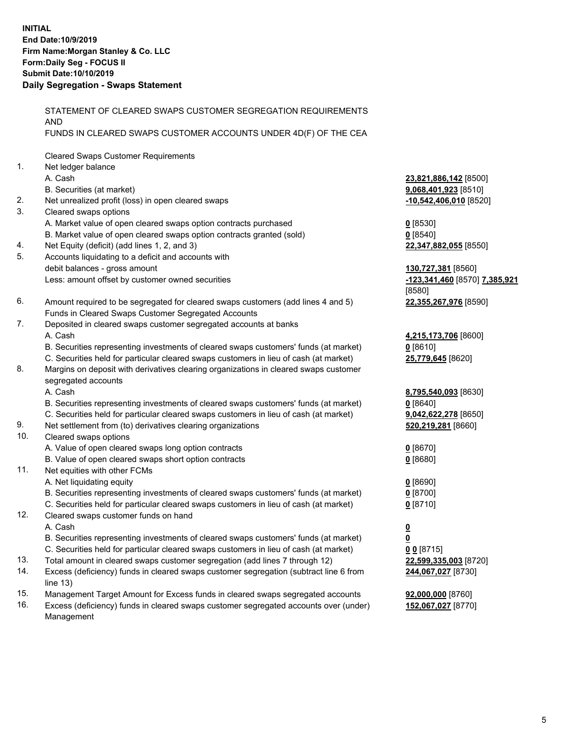**INITIAL**
**End Date:10/9/2019**
**Firm Name:Morgan Stanley & Co. LLC**
**Form:Daily Seg - FOCUS II**
**Submit Date:10/10/2019**
**Daily Segregation - Swaps Statement**

STATEMENT OF CLEARED SWAPS CUSTOMER SEGREGATION REQUIREMENTS AND FUNDS IN CLEARED SWAPS CUSTOMER ACCOUNTS UNDER 4D(F) OF THE CEA

| | | |
|---|---|---|
| | Cleared Swaps Customer Requirements | |
| 1. | Net ledger balance | |
| | A. Cash | **23,821,886,142** [8500] |
| | B. Securities (at market) | **9,068,401,923** [8510] |
| 2. | Net unrealized profit (loss) in open cleared swaps | **-10,542,406,010** [8520] |
| 3. | Cleared swaps options | |
| | A. Market value of open cleared swaps option contracts purchased | **0** [8530] |
| | B. Market value of open cleared swaps option contracts granted (sold) | **0** [8540] |
| 4. | Net Equity (deficit) (add lines 1, 2, and 3) | **22,347,882,055** [8550] |
| 5. | Accounts liquidating to a deficit and accounts with debit balances - gross amount | **130,727,381** [8560] |
| | Less: amount offset by customer owned securities | **-123,341,460** [8570] **7,385,921** [8580] |
| 6. | Amount required to be segregated for cleared swaps customers (add lines 4 and 5) | **22,355,267,976** [8590] |
| | Funds in Cleared Swaps Customer Segregated Accounts | |
| 7. | Deposited in cleared swaps customer segregated accounts at banks | |
| | A. Cash | **4,215,173,706** [8600] |
| | B. Securities representing investments of cleared swaps customers' funds (at market) | **0** [8610] |
| | C. Securities held for particular cleared swaps customers in lieu of cash (at market) | **25,779,645** [8620] |
| 8. | Margins on deposit with derivatives clearing organizations in cleared swaps customer segregated accounts | |
| | A. Cash | **8,795,540,093** [8630] |
| | B. Securities representing investments of cleared swaps customers' funds (at market) | **0** [8640] |
| | C. Securities held for particular cleared swaps customers in lieu of cash (at market) | **9,042,622,278** [8650] |
| 9. | Net settlement from (to) derivatives clearing organizations | **520,219,281** [8660] |
| 10. | Cleared swaps options | |
| | A. Value of open cleared swaps long option contracts | **0** [8670] |
| | B. Value of open cleared swaps short option contracts | **0** [8680] |
| 11. | Net equities with other FCMs | |
| | A. Net liquidating equity | **0** [8690] |
| | B. Securities representing investments of cleared swaps customers' funds (at market) | **0** [8700] |
| | C. Securities held for particular cleared swaps customers in lieu of cash (at market) | **0** [8710] |
| 12. | Cleared swaps customer funds on hand | |
| | A. Cash | **0** |
| | B. Securities representing investments of cleared swaps customers' funds (at market) | **0** |
| | C. Securities held for particular cleared swaps customers in lieu of cash (at market) | **0** **0** [8715] |
| 13. | Total amount in cleared swaps customer segregation (add lines 7 through 12) | **22,599,335,003** [8720] |
| 14. | Excess (deficiency) funds in cleared swaps customer segregation (subtract line 6 from line 13) | **244,067,027** [8730] |
| 15. | Management Target Amount for Excess funds in cleared swaps segregated accounts | **92,000,000** [8760] |
| 16. | Excess (deficiency) funds in cleared swaps customer segregated accounts over (under) Management | **152,067,027** [8770] |